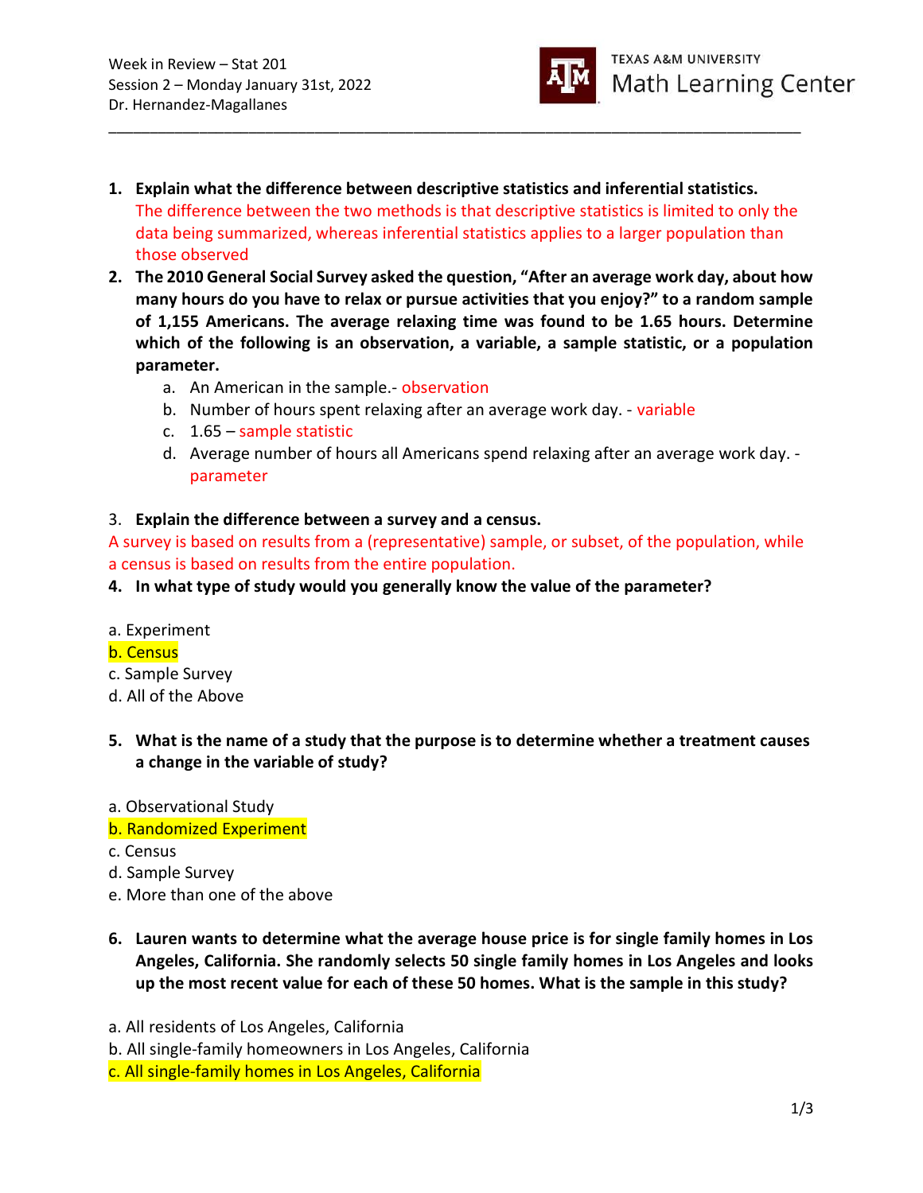Week in Review – Stat 201
Session 2 – Monday January 31st, 2022
Dr. Hernandez-Magallanes

TEXAS A&M UNIVERSITY
Math Learning Center

---

1. **Explain what the difference between descriptive statistics and inferential statistics.**
   The difference between the two methods is that descriptive statistics is limited to only the data being summarized, whereas inferential statistics applies to a larger population than those observed

2. **The 2010 General Social Survey asked the question, "After an average work day, about how many hours do you have to relax or pursue activities that you enjoy?" to a random sample of 1,155 Americans. The average relaxing time was found to be 1.65 hours. Determine which of the following is an observation, a variable, a sample statistic, or a population parameter.**
   a. An American in the sample.- observation
   b. Number of hours spent relaxing after an average work day. - variable
   c. 1.65 – sample statistic
   d. Average number of hours all Americans spend relaxing after an average work day. - parameter

3. **Explain the difference between a survey and a census.**

A survey is based on results from a (representative) sample, or subset, of the population, while a census is based on results from the entire population.

4. **In what type of study would you generally know the value of the parameter?**

a. Experiment
b. Census
c. Sample Survey
d. All of the Above

5. **What is the name of a study that the purpose is to determine whether a treatment causes a change in the variable of study?**

a. Observational Study
b. Randomized Experiment
c. Census
d. Sample Survey
e. More than one of the above

6. **Lauren wants to determine what the average house price is for single family homes in Los Angeles, California. She randomly selects 50 single family homes in Los Angeles and looks up the most recent value for each of these 50 homes. What is the sample in this study?**

a. All residents of Los Angeles, California
b. All single-family homeowners in Los Angeles, California
c. All single-family homes in Los Angeles, California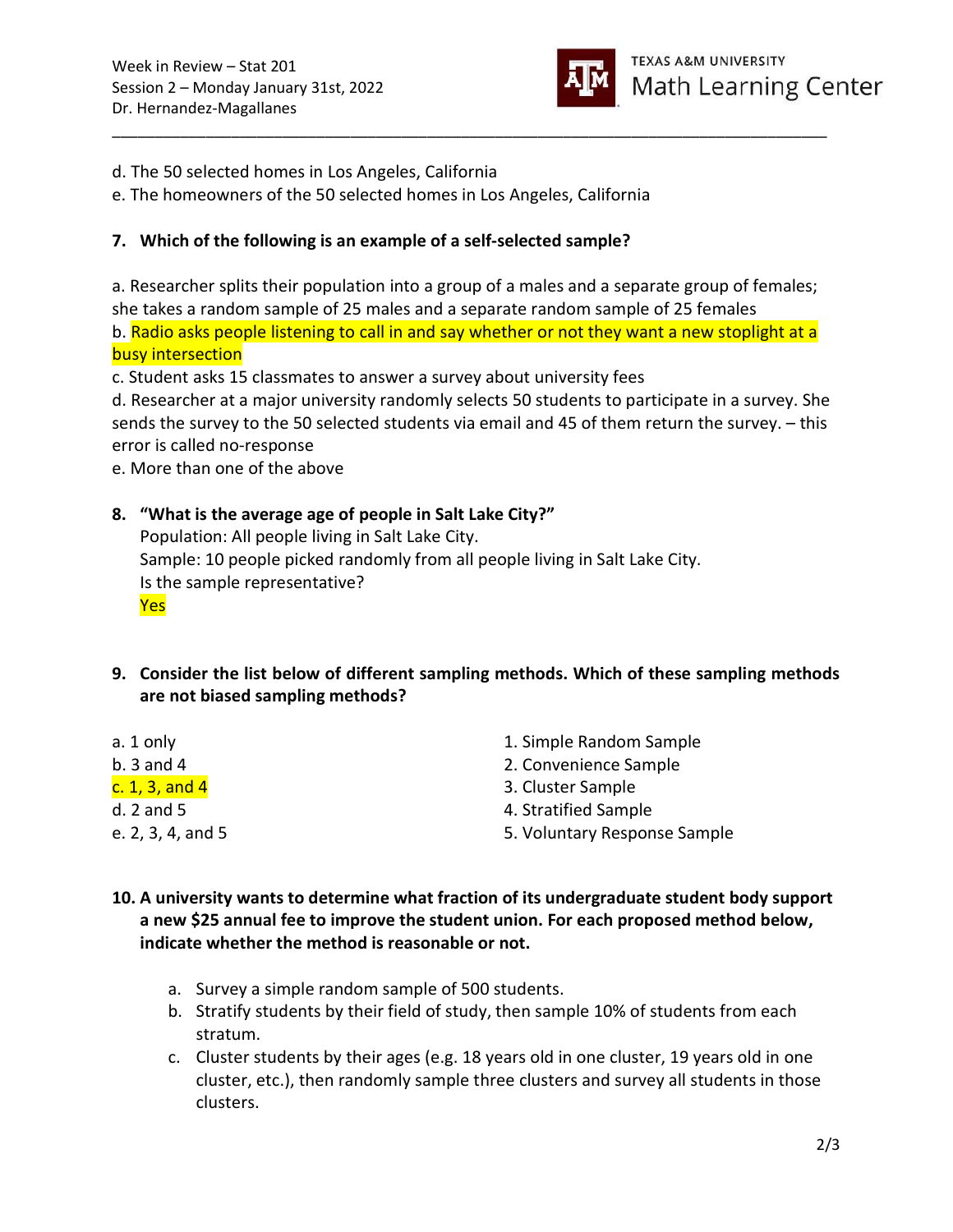d. The 50 selected homes in Los Angeles, California

e. The homeowners of the 50 selected homes in Los Angeles, California

**7. Which of the following is an example of a self-selected sample?**

a. Researcher splits their population into a group of a males and a separate group of females; she takes a random sample of 25 males and a separate random sample of 25 females

b. Radio asks people listening to call in and say whether or not they want a new stoplight at a busy intersection

c. Student asks 15 classmates to answer a survey about university fees

d. Researcher at a major university randomly selects 50 students to participate in a survey. She sends the survey to the 50 selected students via email and 45 of them return the survey. – this error is called no-response

e. More than one of the above

**8. "What is the average age of people in Salt Lake City?"**

Population: All people living in Salt Lake City.
Sample: 10 people picked randomly from all people living in Salt Lake City.
Is the sample representative?
Yes

**9. Consider the list below of different sampling methods. Which of these sampling methods are not biased sampling methods?**

a. 1 only
b. 3 and 4
c. 1, 3, and 4
d. 2 and 5
e. 2, 3, 4, and 5

1. Simple Random Sample
2. Convenience Sample
3. Cluster Sample
4. Stratified Sample
5. Voluntary Response Sample

**10. A university wants to determine what fraction of its undergraduate student body support a new $25 annual fee to improve the student union. For each proposed method below, indicate whether the method is reasonable or not.**

a. Survey a simple random sample of 500 students.
b. Stratify students by their field of study, then sample 10% of students from each stratum.
c. Cluster students by their ages (e.g. 18 years old in one cluster, 19 years old in one cluster, etc.), then randomly sample three clusters and survey all students in those clusters.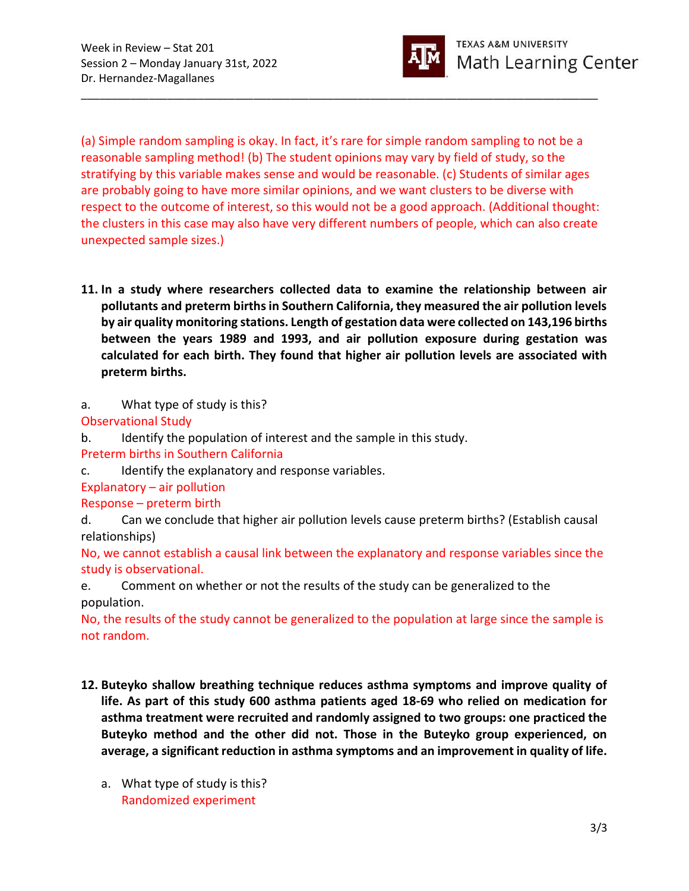(a) Simple random sampling is okay. In fact, it's rare for simple random sampling to not be a reasonable sampling method! (b) The student opinions may vary by field of study, so the stratifying by this variable makes sense and would be reasonable. (c) Students of similar ages are probably going to have more similar opinions, and we want clusters to be diverse with respect to the outcome of interest, so this would not be a good approach. (Additional thought: the clusters in this case may also have very different numbers of people, which can also create unexpected sample sizes.)

**11. In a study where researchers collected data to examine the relationship between air pollutants and preterm births in Southern California, they measured the air pollution levels by air quality monitoring stations. Length of gestation data were collected on 143,196 births between the years 1989 and 1993, and air pollution exposure during gestation was calculated for each birth. They found that higher air pollution levels are associated with preterm births.**

a. What type of study is this?

Observational Study

b. Identify the population of interest and the sample in this study.

Preterm births in Southern California

c. Identify the explanatory and response variables.

Explanatory – air pollution

Response – preterm birth

d. Can we conclude that higher air pollution levels cause preterm births? (Establish causal relationships)

No, we cannot establish a causal link between the explanatory and response variables since the study is observational.

e. Comment on whether or not the results of the study can be generalized to the population.

No, the results of the study cannot be generalized to the population at large since the sample is not random.

**12. Buteyko shallow breathing technique reduces asthma symptoms and improve quality of life. As part of this study 600 asthma patients aged 18-69 who relied on medication for asthma treatment were recruited and randomly assigned to two groups: one practiced the Buteyko method and the other did not. Those in the Buteyko group experienced, on average, a significant reduction in asthma symptoms and an improvement in quality of life.**

a. What type of study is this?

Randomized experiment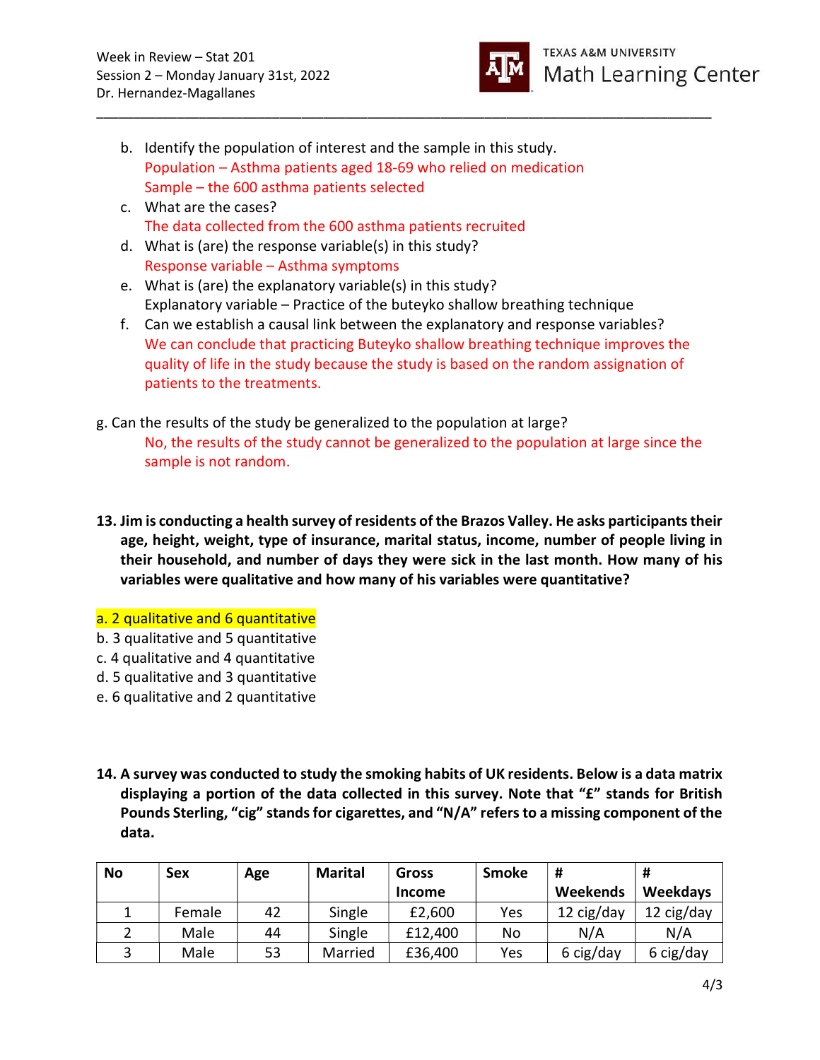b. Identify the population of interest and the sample in this study.
   Population – Asthma patients aged 18-69 who relied on medication
   Sample – the 600 asthma patients selected

c. What are the cases?
   The data collected from the 600 asthma patients recruited

d. What is (are) the response variable(s) in this study?
   Response variable – Asthma symptoms

e. What is (are) the explanatory variable(s) in this study?
   Explanatory variable – Practice of the buteyko shallow breathing technique

f. Can we establish a causal link between the explanatory and response variables?
   We can conclude that practicing Buteyko shallow breathing technique improves the quality of life in the study because the study is based on the random assignation of patients to the treatments.

g. Can the results of the study be generalized to the population at large?
   No, the results of the study cannot be generalized to the population at large since the sample is not random.

**13. Jim is conducting a health survey of residents of the Brazos Valley. He asks participants their age, height, weight, type of insurance, marital status, income, number of people living in their household, and number of days they were sick in the last month. How many of his variables were qualitative and how many of his variables were quantitative?**

a. 2 qualitative and 6 quantitative
b. 3 qualitative and 5 quantitative
c. 4 qualitative and 4 quantitative
d. 5 qualitative and 3 quantitative
e. 6 qualitative and 2 quantitative

**14. A survey was conducted to study the smoking habits of UK residents. Below is a data matrix displaying a portion of the data collected in this survey. Note that "£" stands for British Pounds Sterling, "cig" stands for cigarettes, and "N/A" refers to a missing component of the data.**

| No | Sex | Age | Marital | Gross Income | Smoke | # Weekends | # Weekdays |
|---|---|---|---|---|---|---|---|
| 1 | Female | 42 | Single | £2,600 | Yes | 12 cig/day | 12 cig/day |
| 2 | Male | 44 | Single | £12,400 | No | N/A | N/A |
| 3 | Male | 53 | Married | £36,400 | Yes | 6 cig/day | 6 cig/day |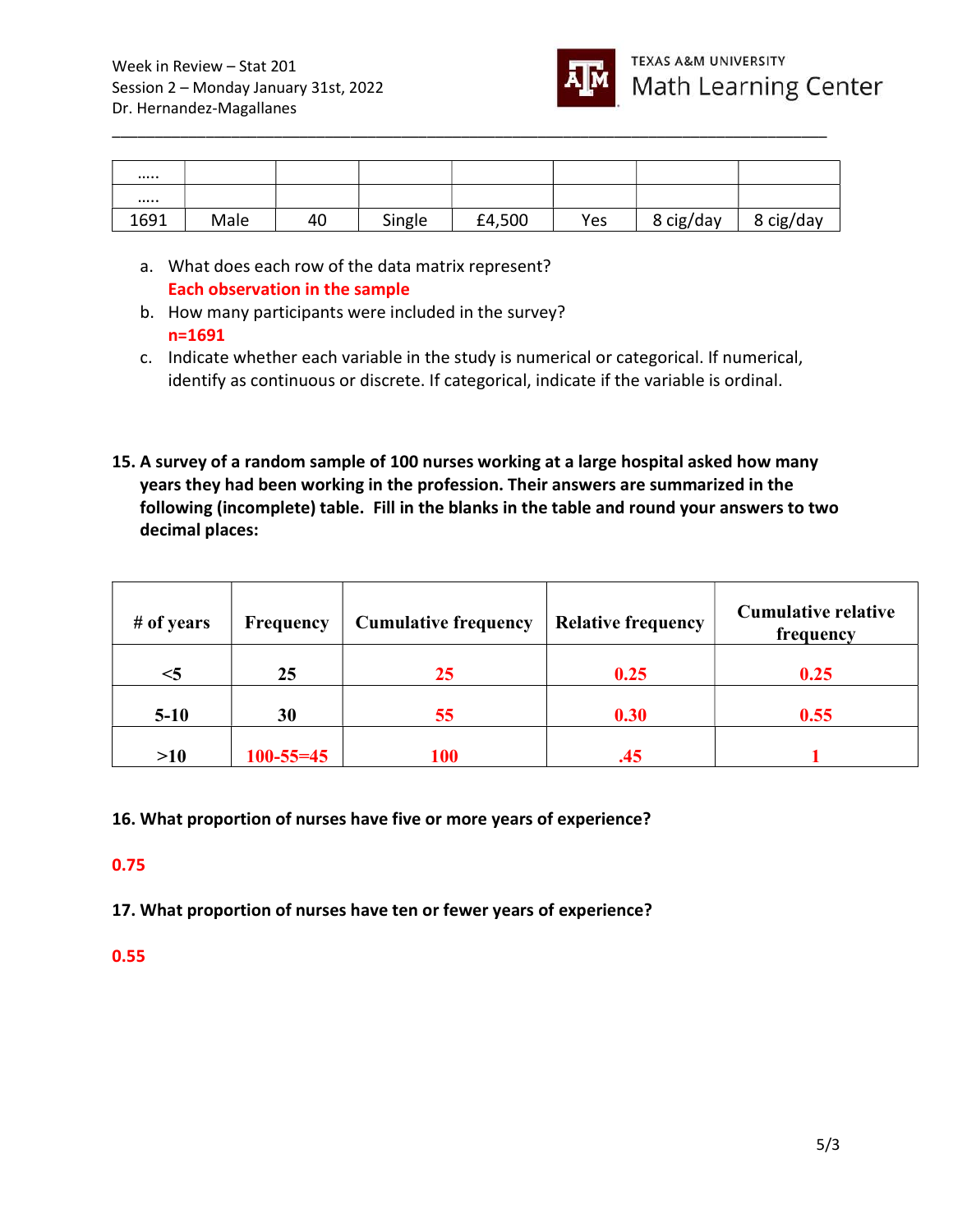| | | | | | | | |
|---|---|---|---|---|---|---|---|
| ….. | | | | | | | |
| ….. | | | | | | | |
| 1691 | Male | 40 | Single | £4,500 | Yes | 8 cig/day | 8 cig/day |

a. What does each row of the data matrix represent?
   **Each observation in the sample**
b. How many participants were included in the survey?
   **n=1691**
c. Indicate whether each variable in the study is numerical or categorical. If numerical, identify as continuous or discrete. If categorical, indicate if the variable is ordinal.

**15. A survey of a random sample of 100 nurses working at a large hospital asked how many years they had been working in the profession. Their answers are summarized in the following (incomplete) table. Fill in the blanks in the table and round your answers to two decimal places:**

| # of years | Frequency | Cumulative frequency | Relative frequency | Cumulative relative frequency |
|---|---|---|---|---|
| <5 | 25 | 25 | 0.25 | 0.25 |
| 5-10 | 30 | 55 | 0.30 | 0.55 |
| >10 | 100-55=45 | 100 | .45 | 1 |

**16. What proportion of nurses have five or more years of experience?**

**0.75**

**17. What proportion of nurses have ten or fewer years of experience?**

**0.55**